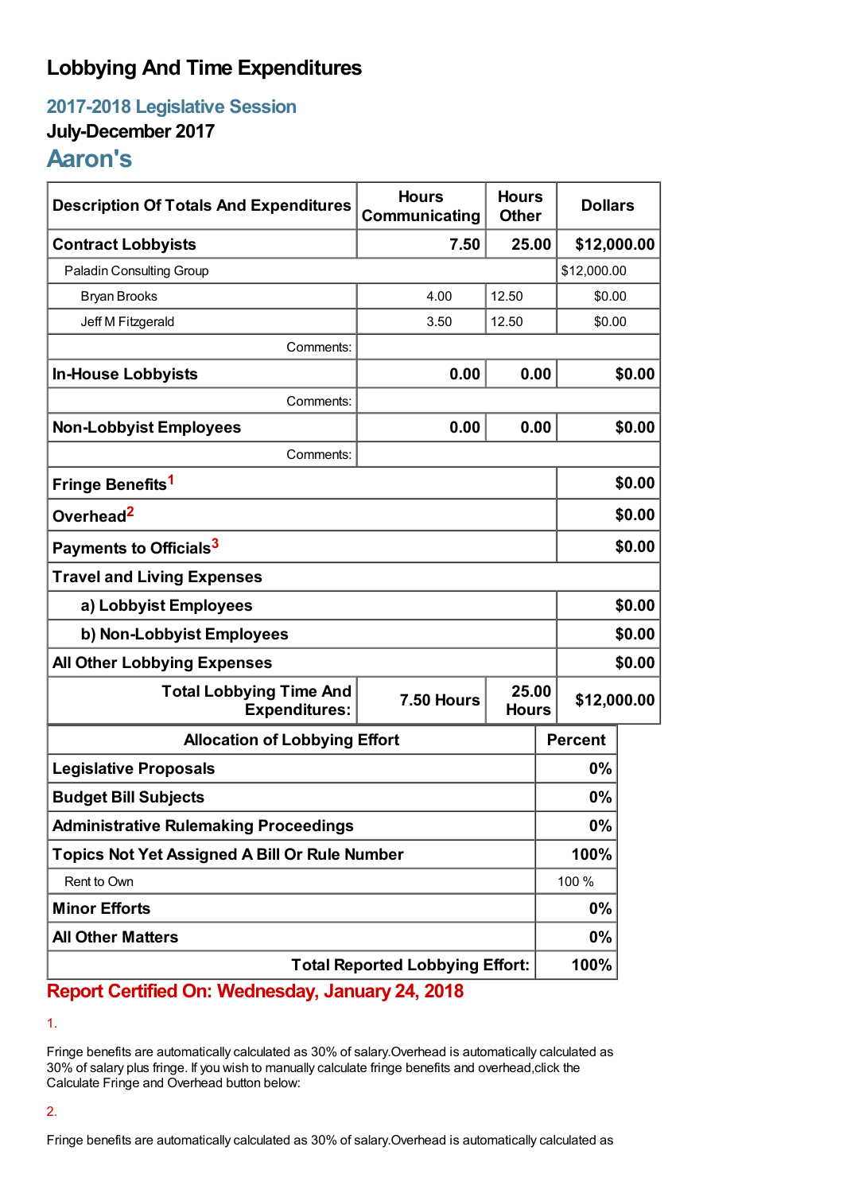# Lobbying And Time Expenditures

## 2017-2018 Legislative Session

### July-December 2017

## Aaron's

| Description Of Totals And Expenditures | Hours Communicating | Hours Other | Dollars |
|---|---|---|---|
| **Contract Lobbyists** | **7.50** | **25.00** | **$12,000.00** |
| Paladin Consulting Group | | | $12,000.00 |
| Bryan Brooks | 4.00 | 12.50 | $0.00 |
| Jeff M Fitzgerald | 3.50 | 12.50 | $0.00 |
| Comments: | | | |
| **In-House Lobbyists** | **0.00** | **0.00** | **$0.00** |
| Comments: | | | |
| **Non-Lobbyist Employees** | **0.00** | **0.00** | **$0.00** |
| Comments: | | | |
| **Fringe Benefits**[1] | | | **$0.00** |
| **Overhead**[2] | | | **$0.00** |
| **Payments to Officials**[3] | | | **$0.00** |
| **Travel and Living Expenses** | | | |
| **a) Lobbyist Employees** | | | **$0.00** |
| **b) Non-Lobbyist Employees** | | | **$0.00** |
| **All Other Lobbying Expenses** | | | **$0.00** |
| **Total Lobbying Time And Expenditures:** | **7.50 Hours** | **25.00 Hours** | **$12,000.00** |

| Allocation of Lobbying Effort | Percent |
|---|---|
| **Legislative Proposals** | **0%** |
| **Budget Bill Subjects** | **0%** |
| **Administrative Rulemaking Proceedings** | **0%** |
| **Topics Not Yet Assigned A Bill Or Rule Number** | **100%** |
| Rent to Own | 100 % |
| **Minor Efforts** | **0%** |
| **All Other Matters** | **0%** |
| **Total Reported Lobbying Effort:** | **100%** |

**Report Certified On: Wednesday, January 24, 2018**

1.

Fringe benefits are automatically calculated as 30% of salary.Overhead is automatically calculated as 30% of salary plus fringe. If you wish to manually calculate fringe benefits and overhead,click the Calculate Fringe and Overhead button below:

2.

Fringe benefits are automatically calculated as 30% of salary.Overhead is automatically calculated as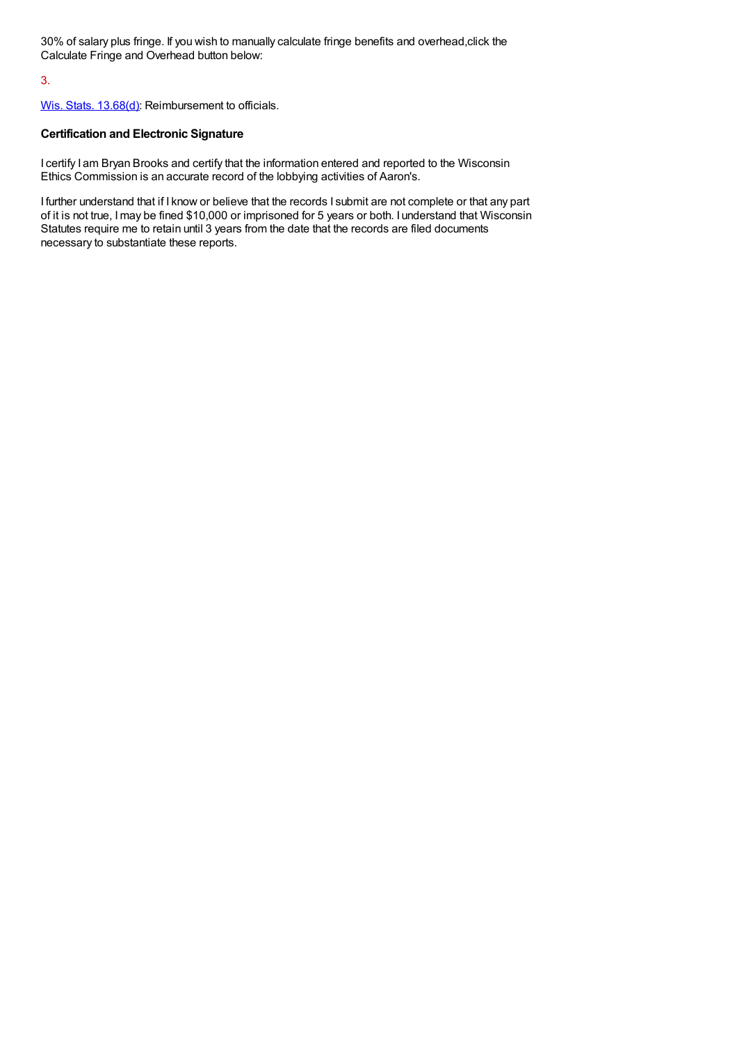30% of salary plus fringe. If you wish to manually calculate fringe benefits and overhead,click the Calculate Fringe and Overhead button below:

3.

Wis. Stats. 13.68(d): Reimbursement to officials.

### Certification and Electronic Signature

I certify I am Bryan Brooks and certify that the information entered and reported to the Wisconsin Ethics Commission is an accurate record of the lobbying activities of Aaron's.

I further understand that if I know or believe that the records I submit are not complete or that any part of it is not true, I may be fined $10,000 or imprisoned for 5 years or both. I understand that Wisconsin Statutes require me to retain until 3 years from the date that the records are filed documents necessary to substantiate these reports.